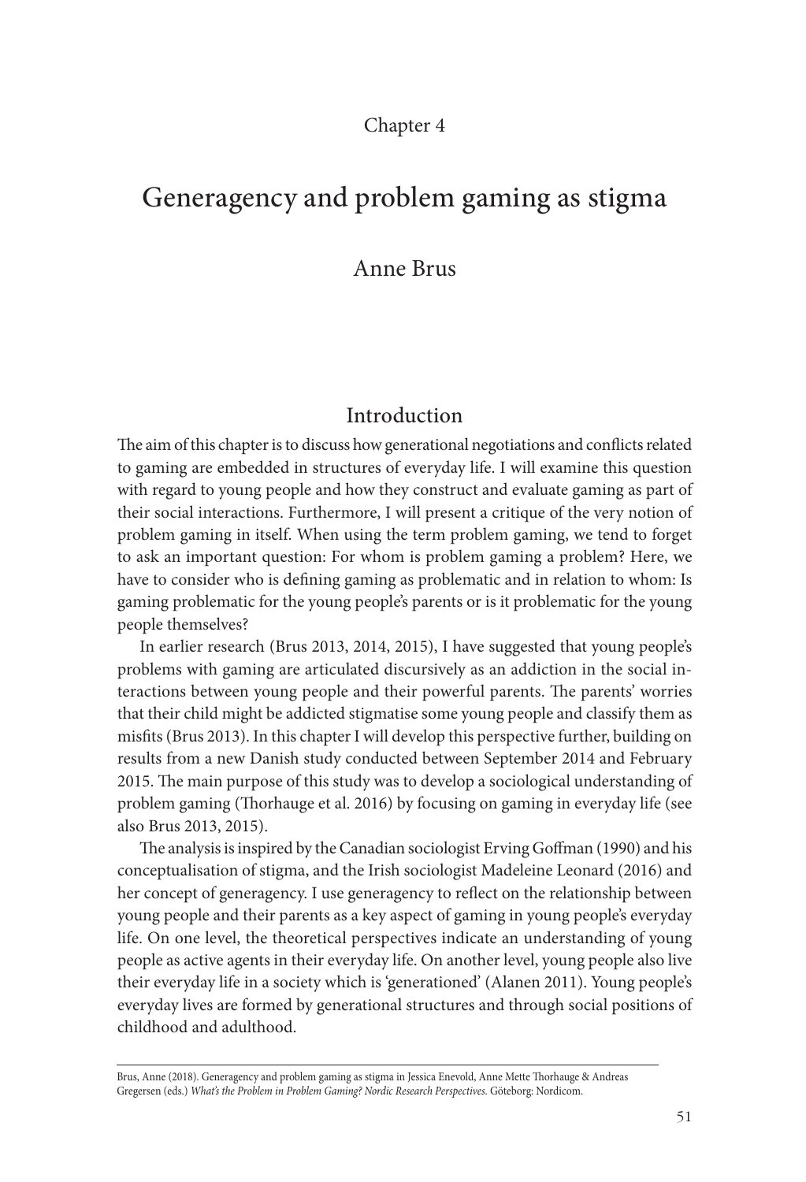Chapter 4

# Generagency and problem gaming as stigma

Anne Brus

## Introduction

The aim of this chapter is to discuss how generational negotiations and conflicts related to gaming are embedded in structures of everyday life. I will examine this question with regard to young people and how they construct and evaluate gaming as part of their social interactions. Furthermore, I will present a critique of the very notion of problem gaming in itself. When using the term problem gaming, we tend to forget to ask an important question: For whom is problem gaming a problem? Here, we have to consider who is defining gaming as problematic and in relation to whom: Is gaming problematic for the young people's parents or is it problematic for the young people themselves?

In earlier research (Brus 2013, 2014, 2015), I have suggested that young people's problems with gaming are articulated discursively as an addiction in the social interactions between young people and their powerful parents. The parents' worries that their child might be addicted stigmatise some young people and classify them as misfits (Brus 2013). In this chapter I will develop this perspective further, building on results from a new Danish study conducted between September 2014 and February 2015. The main purpose of this study was to develop a sociological understanding of problem gaming (Thorhauge et al. 2016) by focusing on gaming in everyday life (see also Brus 2013, 2015).

The analysis is inspired by the Canadian sociologist Erving Goffman (1990) and his conceptualisation of stigma, and the Irish sociologist Madeleine Leonard (2016) and her concept of generagency. I use generagency to reflect on the relationship between young people and their parents as a key aspect of gaming in young people's everyday life. On one level, the theoretical perspectives indicate an understanding of young people as active agents in their everyday life. On another level, young people also live their everyday life in a society which is 'generationed' (Alanen 2011). Young people's everyday lives are formed by generational structures and through social positions of childhood and adulthood.

Brus, Anne (2018). Generagency and problem gaming as stigma in Jessica Enevold, Anne Mette Thorhauge & Andreas Gregersen (eds.) *What's the Problem in Problem Gaming? Nordic Research Perspectives*. Göteborg: Nordicom.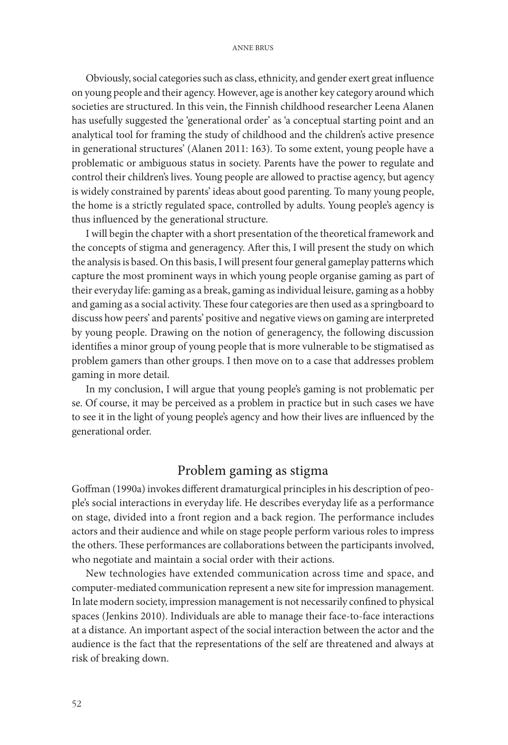Obviously, social categories such as class, ethnicity, and gender exert great influence on young people and their agency. However, age is another key category around which societies are structured. In this vein, the Finnish childhood researcher Leena Alanen has usefully suggested the 'generational order' as 'a conceptual starting point and an analytical tool for framing the study of childhood and the children's active presence in generational structures' (Alanen 2011: 163). To some extent, young people have a problematic or ambiguous status in society. Parents have the power to regulate and control their children's lives. Young people are allowed to practise agency, but agency is widely constrained by parents' ideas about good parenting. To many young people, the home is a strictly regulated space, controlled by adults. Young people's agency is thus influenced by the generational structure.

I will begin the chapter with a short presentation of the theoretical framework and the concepts of stigma and generagency. After this, I will present the study on which the analysis is based. On this basis, I will present four general gameplay patterns which capture the most prominent ways in which young people organise gaming as part of their everyday life: gaming as a break, gaming as individual leisure, gaming as a hobby and gaming as a social activity. These four categories are then used as a springboard to discuss how peers' and parents' positive and negative views on gaming are interpreted by young people. Drawing on the notion of generagency, the following discussion identifies a minor group of young people that is more vulnerable to be stigmatised as problem gamers than other groups. I then move on to a case that addresses problem gaming in more detail.

In my conclusion, I will argue that young people's gaming is not problematic per se. Of course, it may be perceived as a problem in practice but in such cases we have to see it in the light of young people's agency and how their lives are influenced by the generational order.

## Problem gaming as stigma

Goffman (1990a) invokes different dramaturgical principles in his description of people's social interactions in everyday life. He describes everyday life as a performance on stage, divided into a front region and a back region. The performance includes actors and their audience and while on stage people perform various roles to impress the others. These performances are collaborations between the participants involved, who negotiate and maintain a social order with their actions.

New technologies have extended communication across time and space, and computer-mediated communication represent a new site for impression management. In late modern society, impression management is not necessarily confined to physical spaces (Jenkins 2010). Individuals are able to manage their face-to-face interactions at a distance. An important aspect of the social interaction between the actor and the audience is the fact that the representations of the self are threatened and always at risk of breaking down.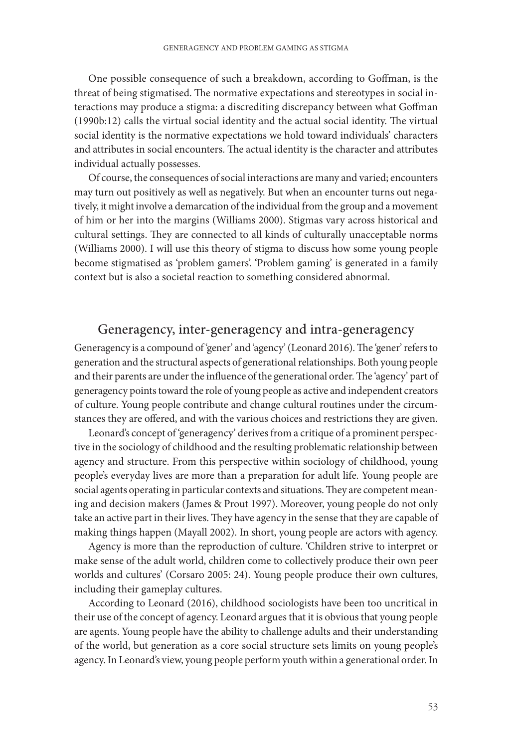One possible consequence of such a breakdown, according to Goffman, is the threat of being stigmatised. The normative expectations and stereotypes in social interactions may produce a stigma: a discrediting discrepancy between what Goffman (1990b:12) calls the virtual social identity and the actual social identity. The virtual social identity is the normative expectations we hold toward individuals' characters and attributes in social encounters. The actual identity is the character and attributes individual actually possesses.

Of course, the consequences of social interactions are many and varied; encounters may turn out positively as well as negatively. But when an encounter turns out negatively, it might involve a demarcation of the individual from the group and a movement of him or her into the margins (Williams 2000). Stigmas vary across historical and cultural settings. They are connected to all kinds of culturally unacceptable norms (Williams 2000). I will use this theory of stigma to discuss how some young people become stigmatised as 'problem gamers'. 'Problem gaming' is generated in a family context but is also a societal reaction to something considered abnormal.

## Generagency, inter-generagency and intra-generagency

Generagency is a compound of 'gener' and 'agency' (Leonard 2016). The 'gener' refers to generation and the structural aspects of generational relationships. Both young people and their parents are under the influence of the generational order. The 'agency' part of generagency points toward the role of young people as active and independent creators of culture. Young people contribute and change cultural routines under the circumstances they are offered, and with the various choices and restrictions they are given.

Leonard's concept of 'generagency' derives from a critique of a prominent perspective in the sociology of childhood and the resulting problematic relationship between agency and structure. From this perspective within sociology of childhood, young people's everyday lives are more than a preparation for adult life. Young people are social agents operating in particular contexts and situations. They are competent meaning and decision makers (James & Prout 1997). Moreover, young people do not only take an active part in their lives. They have agency in the sense that they are capable of making things happen (Mayall 2002). In short, young people are actors with agency.

Agency is more than the reproduction of culture. 'Children strive to interpret or make sense of the adult world, children come to collectively produce their own peer worlds and cultures' (Corsaro 2005: 24). Young people produce their own cultures, including their gameplay cultures.

According to Leonard (2016), childhood sociologists have been too uncritical in their use of the concept of agency. Leonard argues that it is obvious that young people are agents. Young people have the ability to challenge adults and their understanding of the world, but generation as a core social structure sets limits on young people's agency. In Leonard's view, young people perform youth within a generational order. In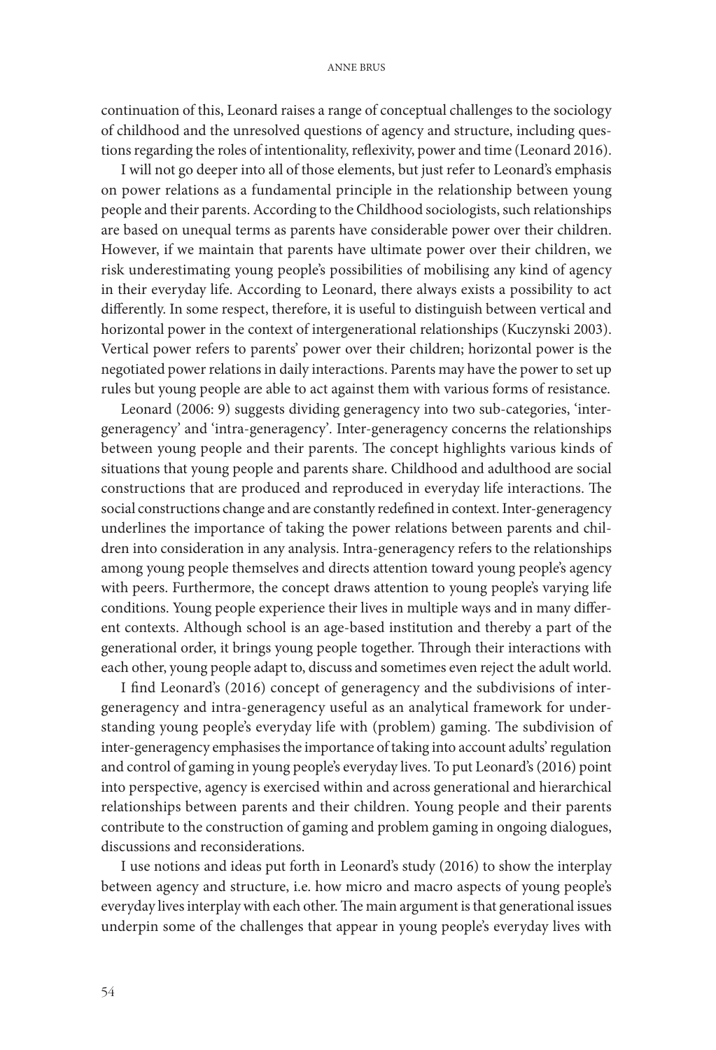continuation of this, Leonard raises a range of conceptual challenges to the sociology of childhood and the unresolved questions of agency and structure, including questions regarding the roles of intentionality, reflexivity, power and time (Leonard 2016).

I will not go deeper into all of those elements, but just refer to Leonard's emphasis on power relations as a fundamental principle in the relationship between young people and their parents. According to the Childhood sociologists, such relationships are based on unequal terms as parents have considerable power over their children. However, if we maintain that parents have ultimate power over their children, we risk underestimating young people's possibilities of mobilising any kind of agency in their everyday life. According to Leonard, there always exists a possibility to act differently. In some respect, therefore, it is useful to distinguish between vertical and horizontal power in the context of intergenerational relationships (Kuczynski 2003). Vertical power refers to parents' power over their children; horizontal power is the negotiated power relations in daily interactions. Parents may have the power to set up rules but young people are able to act against them with various forms of resistance.

Leonard (2006: 9) suggests dividing generagency into two sub-categories, 'inter-generagency' and 'intra-generagency'. Inter-generagency concerns the relationships between young people and their parents. The concept highlights various kinds of situations that young people and parents share. Childhood and adulthood are social constructions that are produced and reproduced in everyday life interactions. The social constructions change and are constantly redefined in context. Inter-generagency underlines the importance of taking the power relations between parents and children into consideration in any analysis. Intra-generagency refers to the relationships among young people themselves and directs attention toward young people's agency with peers. Furthermore, the concept draws attention to young people's varying life conditions. Young people experience their lives in multiple ways and in many different contexts. Although school is an age-based institution and thereby a part of the generational order, it brings young people together. Through their interactions with each other, young people adapt to, discuss and sometimes even reject the adult world.

I find Leonard's (2016) concept of generagency and the subdivisions of inter-generagency and intra-generagency useful as an analytical framework for understanding young people's everyday life with (problem) gaming. The subdivision of inter-generagency emphasises the importance of taking into account adults' regulation and control of gaming in young people's everyday lives. To put Leonard's (2016) point into perspective, agency is exercised within and across generational and hierarchical relationships between parents and their children. Young people and their parents contribute to the construction of gaming and problem gaming in ongoing dialogues, discussions and reconsiderations.

I use notions and ideas put forth in Leonard's study (2016) to show the interplay between agency and structure, i.e. how micro and macro aspects of young people's everyday lives interplay with each other. The main argument is that generational issues underpin some of the challenges that appear in young people's everyday lives with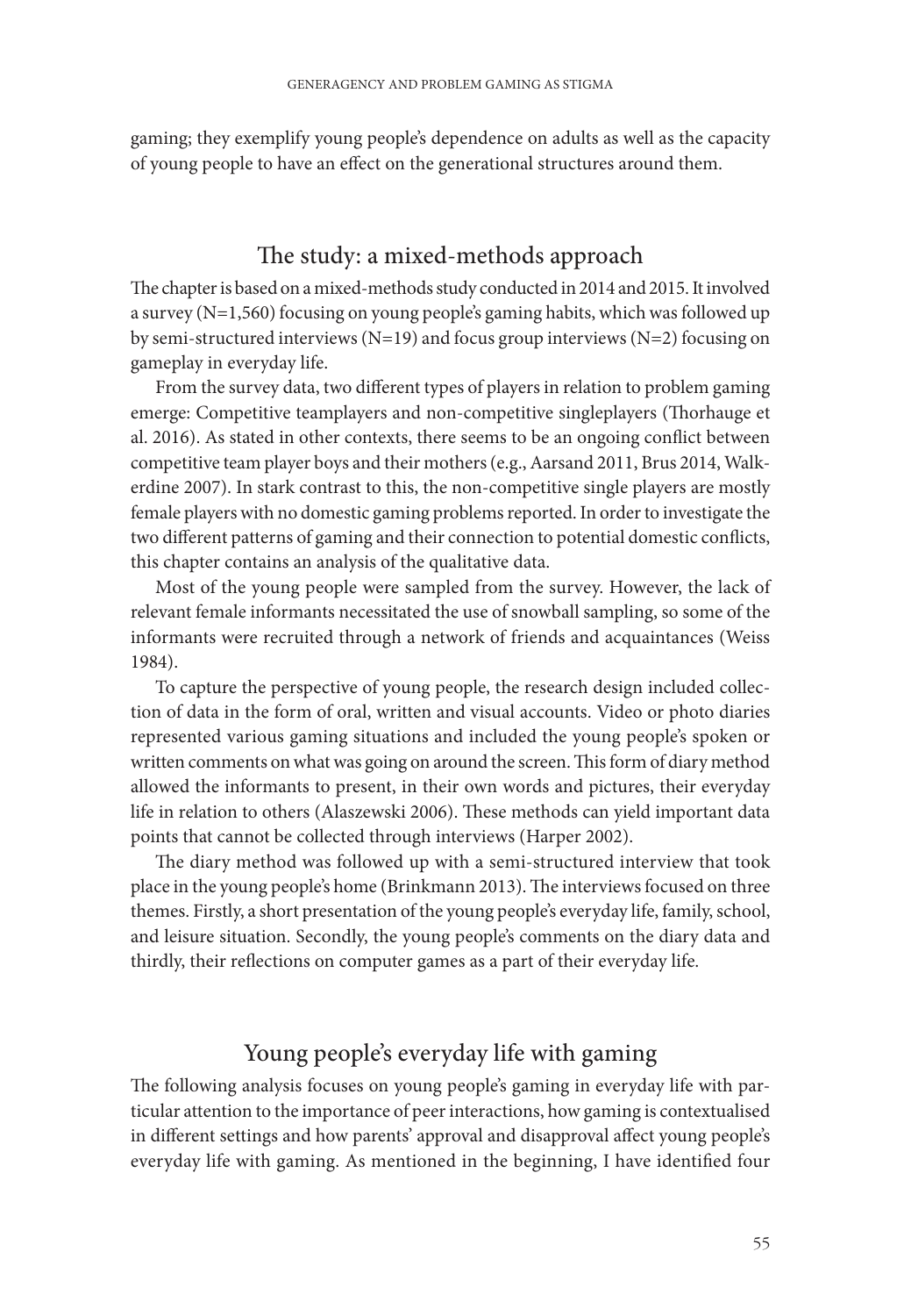gaming; they exemplify young people's dependence on adults as well as the capacity of young people to have an effect on the generational structures around them.

## The study: a mixed-methods approach

The chapter is based on a mixed-methods study conducted in 2014 and 2015. It involved a survey (N=1,560) focusing on young people's gaming habits, which was followed up by semi-structured interviews (N=19) and focus group interviews (N=2) focusing on gameplay in everyday life.

From the survey data, two different types of players in relation to problem gaming emerge: Competitive teamplayers and non-competitive singleplayers (Thorhauge et al. 2016). As stated in other contexts, there seems to be an ongoing conflict between competitive team player boys and their mothers (e.g., Aarsand 2011, Brus 2014, Walkerdine 2007). In stark contrast to this, the non-competitive single players are mostly female players with no domestic gaming problems reported. In order to investigate the two different patterns of gaming and their connection to potential domestic conflicts, this chapter contains an analysis of the qualitative data.

Most of the young people were sampled from the survey. However, the lack of relevant female informants necessitated the use of snowball sampling, so some of the informants were recruited through a network of friends and acquaintances (Weiss 1984).

To capture the perspective of young people, the research design included collection of data in the form of oral, written and visual accounts. Video or photo diaries represented various gaming situations and included the young people's spoken or written comments on what was going on around the screen. This form of diary method allowed the informants to present, in their own words and pictures, their everyday life in relation to others (Alaszewski 2006). These methods can yield important data points that cannot be collected through interviews (Harper 2002).

The diary method was followed up with a semi-structured interview that took place in the young people's home (Brinkmann 2013). The interviews focused on three themes. Firstly, a short presentation of the young people's everyday life, family, school, and leisure situation. Secondly, the young people's comments on the diary data and thirdly, their reflections on computer games as a part of their everyday life.

## Young people's everyday life with gaming

The following analysis focuses on young people's gaming in everyday life with particular attention to the importance of peer interactions, how gaming is contextualised in different settings and how parents' approval and disapproval affect young people's everyday life with gaming. As mentioned in the beginning, I have identified four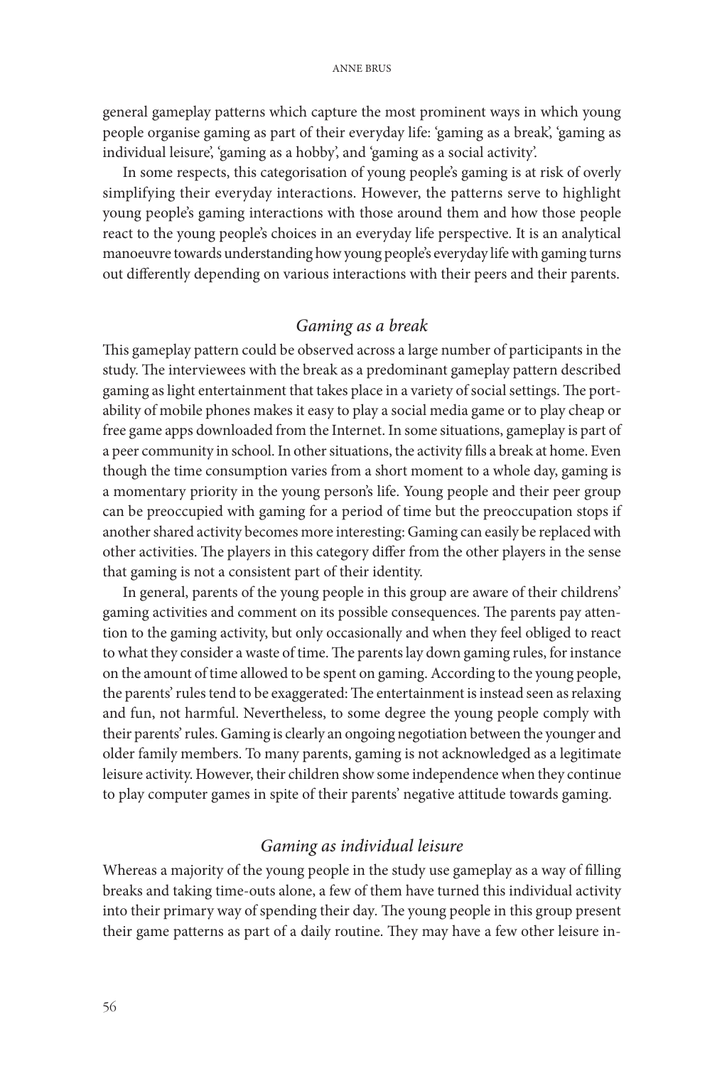general gameplay patterns which capture the most prominent ways in which young people organise gaming as part of their everyday life: 'gaming as a break', 'gaming as individual leisure', 'gaming as a hobby', and 'gaming as a social activity'.

In some respects, this categorisation of young people's gaming is at risk of overly simplifying their everyday interactions. However, the patterns serve to highlight young people's gaming interactions with those around them and how those people react to the young people's choices in an everyday life perspective. It is an analytical manoeuvre towards understanding how young people's everyday life with gaming turns out differently depending on various interactions with their peers and their parents.

### *Gaming as a break*

This gameplay pattern could be observed across a large number of participants in the study. The interviewees with the break as a predominant gameplay pattern described gaming as light entertainment that takes place in a variety of social settings. The portability of mobile phones makes it easy to play a social media game or to play cheap or free game apps downloaded from the Internet. In some situations, gameplay is part of a peer community in school. In other situations, the activity fills a break at home. Even though the time consumption varies from a short moment to a whole day, gaming is a momentary priority in the young person's life. Young people and their peer group can be preoccupied with gaming for a period of time but the preoccupation stops if another shared activity becomes more interesting: Gaming can easily be replaced with other activities. The players in this category differ from the other players in the sense that gaming is not a consistent part of their identity.

In general, parents of the young people in this group are aware of their childrens' gaming activities and comment on its possible consequences. The parents pay attention to the gaming activity, but only occasionally and when they feel obliged to react to what they consider a waste of time. The parents lay down gaming rules, for instance on the amount of time allowed to be spent on gaming. According to the young people, the parents' rules tend to be exaggerated: The entertainment is instead seen as relaxing and fun, not harmful. Nevertheless, to some degree the young people comply with their parents' rules. Gaming is clearly an ongoing negotiation between the younger and older family members. To many parents, gaming is not acknowledged as a legitimate leisure activity. However, their children show some independence when they continue to play computer games in spite of their parents' negative attitude towards gaming.

### *Gaming as individual leisure*

Whereas a majority of the young people in the study use gameplay as a way of filling breaks and taking time-outs alone, a few of them have turned this individual activity into their primary way of spending their day. The young people in this group present their game patterns as part of a daily routine. They may have a few other leisure in-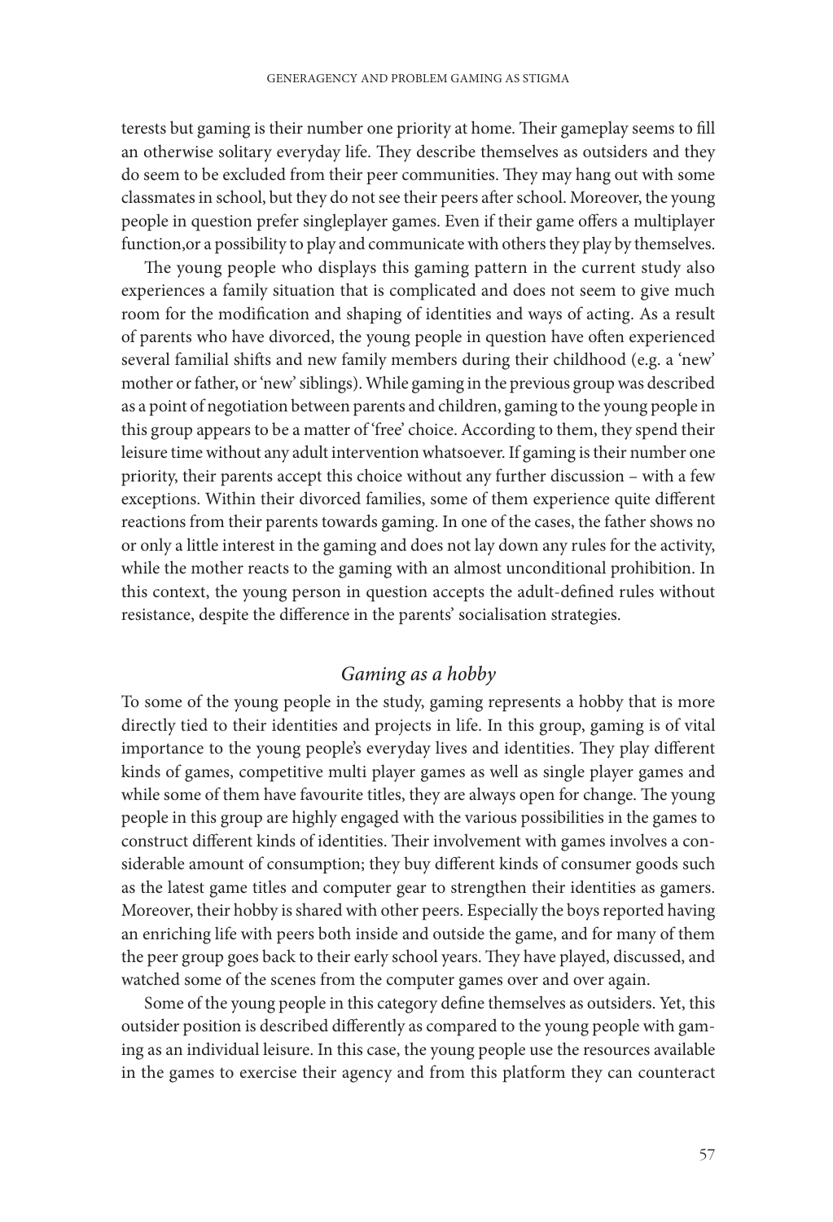terests but gaming is their number one priority at home. Their gameplay seems to fill an otherwise solitary everyday life. They describe themselves as outsiders and they do seem to be excluded from their peer communities. They may hang out with some classmates in school, but they do not see their peers after school. Moreover, the young people in question prefer singleplayer games. Even if their game offers a multiplayer function,or a possibility to play and communicate with others they play by themselves.

The young people who displays this gaming pattern in the current study also experiences a family situation that is complicated and does not seem to give much room for the modification and shaping of identities and ways of acting. As a result of parents who have divorced, the young people in question have often experienced several familial shifts and new family members during their childhood (e.g. a 'new' mother or father, or 'new' siblings). While gaming in the previous group was described as a point of negotiation between parents and children, gaming to the young people in this group appears to be a matter of 'free' choice. According to them, they spend their leisure time without any adult intervention whatsoever. If gaming is their number one priority, their parents accept this choice without any further discussion – with a few exceptions. Within their divorced families, some of them experience quite different reactions from their parents towards gaming. In one of the cases, the father shows no or only a little interest in the gaming and does not lay down any rules for the activity, while the mother reacts to the gaming with an almost unconditional prohibition. In this context, the young person in question accepts the adult-defined rules without resistance, despite the difference in the parents' socialisation strategies.

### *Gaming as a hobby*

To some of the young people in the study, gaming represents a hobby that is more directly tied to their identities and projects in life. In this group, gaming is of vital importance to the young people's everyday lives and identities. They play different kinds of games, competitive multi player games as well as single player games and while some of them have favourite titles, they are always open for change. The young people in this group are highly engaged with the various possibilities in the games to construct different kinds of identities. Their involvement with games involves a considerable amount of consumption; they buy different kinds of consumer goods such as the latest game titles and computer gear to strengthen their identities as gamers. Moreover, their hobby is shared with other peers. Especially the boys reported having an enriching life with peers both inside and outside the game, and for many of them the peer group goes back to their early school years. They have played, discussed, and watched some of the scenes from the computer games over and over again.

Some of the young people in this category define themselves as outsiders. Yet, this outsider position is described differently as compared to the young people with gaming as an individual leisure. In this case, the young people use the resources available in the games to exercise their agency and from this platform they can counteract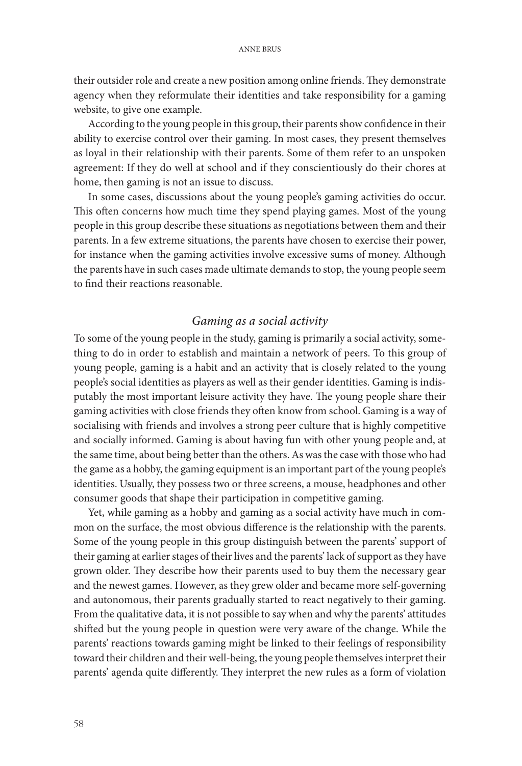their outsider role and create a new position among online friends. They demonstrate agency when they reformulate their identities and take responsibility for a gaming website, to give one example.

According to the young people in this group, their parents show confidence in their ability to exercise control over their gaming. In most cases, they present themselves as loyal in their relationship with their parents. Some of them refer to an unspoken agreement: If they do well at school and if they conscientiously do their chores at home, then gaming is not an issue to discuss.

In some cases, discussions about the young people's gaming activities do occur. This often concerns how much time they spend playing games. Most of the young people in this group describe these situations as negotiations between them and their parents. In a few extreme situations, the parents have chosen to exercise their power, for instance when the gaming activities involve excessive sums of money. Although the parents have in such cases made ultimate demands to stop, the young people seem to find their reactions reasonable.

### *Gaming as a social activity*

To some of the young people in the study, gaming is primarily a social activity, something to do in order to establish and maintain a network of peers. To this group of young people, gaming is a habit and an activity that is closely related to the young people's social identities as players as well as their gender identities. Gaming is indisputably the most important leisure activity they have. The young people share their gaming activities with close friends they often know from school. Gaming is a way of socialising with friends and involves a strong peer culture that is highly competitive and socially informed. Gaming is about having fun with other young people and, at the same time, about being better than the others. As was the case with those who had the game as a hobby, the gaming equipment is an important part of the young people's identities. Usually, they possess two or three screens, a mouse, headphones and other consumer goods that shape their participation in competitive gaming.

Yet, while gaming as a hobby and gaming as a social activity have much in common on the surface, the most obvious difference is the relationship with the parents. Some of the young people in this group distinguish between the parents' support of their gaming at earlier stages of their lives and the parents' lack of support as they have grown older. They describe how their parents used to buy them the necessary gear and the newest games. However, as they grew older and became more self-governing and autonomous, their parents gradually started to react negatively to their gaming. From the qualitative data, it is not possible to say when and why the parents' attitudes shifted but the young people in question were very aware of the change. While the parents' reactions towards gaming might be linked to their feelings of responsibility toward their children and their well-being, the young people themselves interpret their parents' agenda quite differently. They interpret the new rules as a form of violation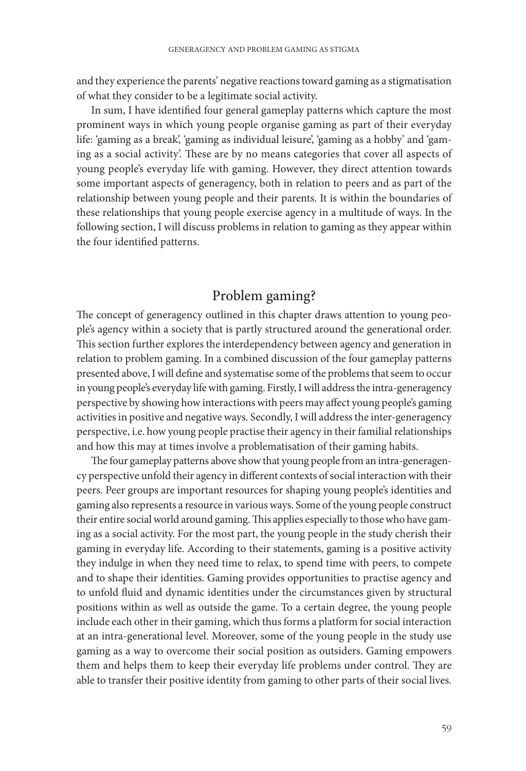and they experience the parents' negative reactions toward gaming as a stigmatisation of what they consider to be a legitimate social activity.

In sum, I have identified four general gameplay patterns which capture the most prominent ways in which young people organise gaming as part of their everyday life: 'gaming as a break', 'gaming as individual leisure', 'gaming as a hobby' and 'gaming as a social activity'. These are by no means categories that cover all aspects of young people's everyday life with gaming. However, they direct attention towards some important aspects of generagency, both in relation to peers and as part of the relationship between young people and their parents. It is within the boundaries of these relationships that young people exercise agency in a multitude of ways. In the following section, I will discuss problems in relation to gaming as they appear within the four identified patterns.

## Problem gaming?

The concept of generagency outlined in this chapter draws attention to young people's agency within a society that is partly structured around the generational order. This section further explores the interdependency between agency and generation in relation to problem gaming. In a combined discussion of the four gameplay patterns presented above, I will define and systematise some of the problems that seem to occur in young people's everyday life with gaming. Firstly, I will address the intra-generagency perspective by showing how interactions with peers may affect young people's gaming activities in positive and negative ways. Secondly, I will address the inter-generagency perspective, i.e. how young people practise their agency in their familial relationships and how this may at times involve a problematisation of their gaming habits.

The four gameplay patterns above show that young people from an intra-generagency perspective unfold their agency in different contexts of social interaction with their peers. Peer groups are important resources for shaping young people's identities and gaming also represents a resource in various ways. Some of the young people construct their entire social world around gaming. This applies especially to those who have gaming as a social activity. For the most part, the young people in the study cherish their gaming in everyday life. According to their statements, gaming is a positive activity they indulge in when they need time to relax, to spend time with peers, to compete and to shape their identities. Gaming provides opportunities to practise agency and to unfold fluid and dynamic identities under the circumstances given by structural positions within as well as outside the game. To a certain degree, the young people include each other in their gaming, which thus forms a platform for social interaction at an intra-generational level. Moreover, some of the young people in the study use gaming as a way to overcome their social position as outsiders. Gaming empowers them and helps them to keep their everyday life problems under control. They are able to transfer their positive identity from gaming to other parts of their social lives.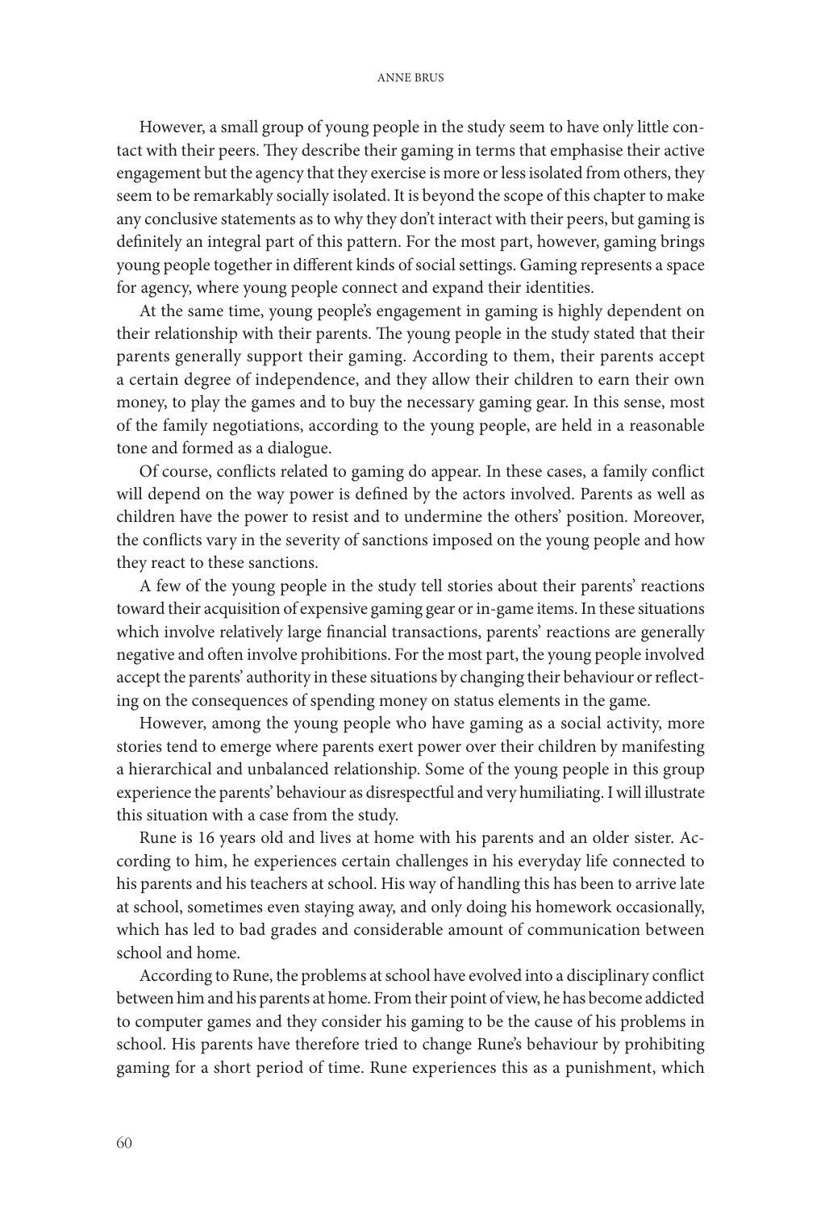However, a small group of young people in the study seem to have only little contact with their peers. They describe their gaming in terms that emphasise their active engagement but the agency that they exercise is more or less isolated from others, they seem to be remarkably socially isolated. It is beyond the scope of this chapter to make any conclusive statements as to why they don't interact with their peers, but gaming is definitely an integral part of this pattern. For the most part, however, gaming brings young people together in different kinds of social settings. Gaming represents a space for agency, where young people connect and expand their identities.

At the same time, young people's engagement in gaming is highly dependent on their relationship with their parents. The young people in the study stated that their parents generally support their gaming. According to them, their parents accept a certain degree of independence, and they allow their children to earn their own money, to play the games and to buy the necessary gaming gear. In this sense, most of the family negotiations, according to the young people, are held in a reasonable tone and formed as a dialogue.

Of course, conflicts related to gaming do appear. In these cases, a family conflict will depend on the way power is defined by the actors involved. Parents as well as children have the power to resist and to undermine the others' position. Moreover, the conflicts vary in the severity of sanctions imposed on the young people and how they react to these sanctions.

A few of the young people in the study tell stories about their parents' reactions toward their acquisition of expensive gaming gear or in-game items. In these situations which involve relatively large financial transactions, parents' reactions are generally negative and often involve prohibitions. For the most part, the young people involved accept the parents' authority in these situations by changing their behaviour or reflecting on the consequences of spending money on status elements in the game.

However, among the young people who have gaming as a social activity, more stories tend to emerge where parents exert power over their children by manifesting a hierarchical and unbalanced relationship. Some of the young people in this group experience the parents' behaviour as disrespectful and very humiliating. I will illustrate this situation with a case from the study.

Rune is 16 years old and lives at home with his parents and an older sister. According to him, he experiences certain challenges in his everyday life connected to his parents and his teachers at school. His way of handling this has been to arrive late at school, sometimes even staying away, and only doing his homework occasionally, which has led to bad grades and considerable amount of communication between school and home.

According to Rune, the problems at school have evolved into a disciplinary conflict between him and his parents at home. From their point of view, he has become addicted to computer games and they consider his gaming to be the cause of his problems in school. His parents have therefore tried to change Rune's behaviour by prohibiting gaming for a short period of time. Rune experiences this as a punishment, which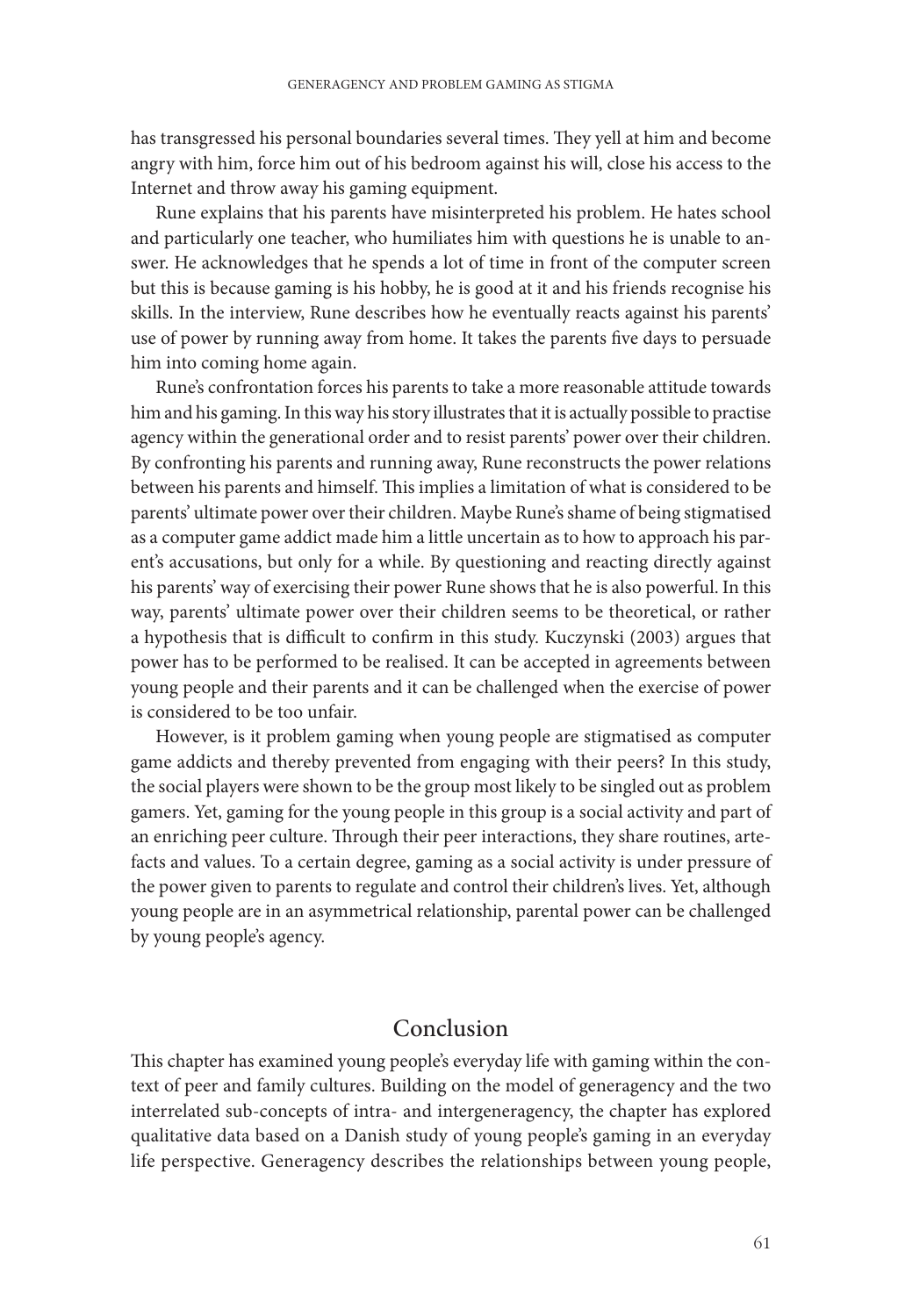has transgressed his personal boundaries several times. They yell at him and become angry with him, force him out of his bedroom against his will, close his access to the Internet and throw away his gaming equipment.

Rune explains that his parents have misinterpreted his problem. He hates school and particularly one teacher, who humiliates him with questions he is unable to answer. He acknowledges that he spends a lot of time in front of the computer screen but this is because gaming is his hobby, he is good at it and his friends recognise his skills. In the interview, Rune describes how he eventually reacts against his parents' use of power by running away from home. It takes the parents five days to persuade him into coming home again.

Rune's confrontation forces his parents to take a more reasonable attitude towards him and his gaming. In this way his story illustrates that it is actually possible to practise agency within the generational order and to resist parents' power over their children. By confronting his parents and running away, Rune reconstructs the power relations between his parents and himself. This implies a limitation of what is considered to be parents' ultimate power over their children. Maybe Rune's shame of being stigmatised as a computer game addict made him a little uncertain as to how to approach his parent's accusations, but only for a while. By questioning and reacting directly against his parents' way of exercising their power Rune shows that he is also powerful. In this way, parents' ultimate power over their children seems to be theoretical, or rather a hypothesis that is difficult to confirm in this study. Kuczynski (2003) argues that power has to be performed to be realised. It can be accepted in agreements between young people and their parents and it can be challenged when the exercise of power is considered to be too unfair.

However, is it problem gaming when young people are stigmatised as computer game addicts and thereby prevented from engaging with their peers? In this study, the social players were shown to be the group most likely to be singled out as problem gamers. Yet, gaming for the young people in this group is a social activity and part of an enriching peer culture. Through their peer interactions, they share routines, artefacts and values. To a certain degree, gaming as a social activity is under pressure of the power given to parents to regulate and control their children's lives. Yet, although young people are in an asymmetrical relationship, parental power can be challenged by young people's agency.

## Conclusion

This chapter has examined young people's everyday life with gaming within the context of peer and family cultures. Building on the model of generagency and the two interrelated sub-concepts of intra- and intergeneragency, the chapter has explored qualitative data based on a Danish study of young people's gaming in an everyday life perspective. Generagency describes the relationships between young people,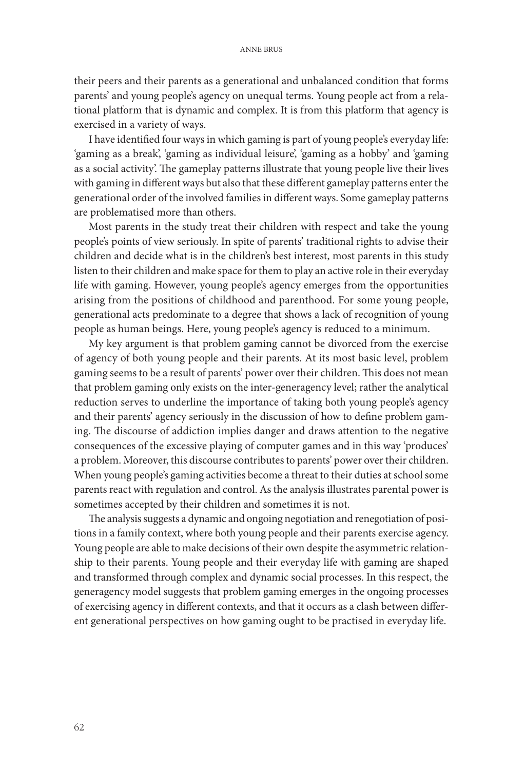their peers and their parents as a generational and unbalanced condition that forms parents' and young people's agency on unequal terms. Young people act from a relational platform that is dynamic and complex. It is from this platform that agency is exercised in a variety of ways.

I have identified four ways in which gaming is part of young people's everyday life: 'gaming as a break', 'gaming as individual leisure', 'gaming as a hobby' and 'gaming as a social activity'. The gameplay patterns illustrate that young people live their lives with gaming in different ways but also that these different gameplay patterns enter the generational order of the involved families in different ways. Some gameplay patterns are problematised more than others.

Most parents in the study treat their children with respect and take the young people's points of view seriously. In spite of parents' traditional rights to advise their children and decide what is in the children's best interest, most parents in this study listen to their children and make space for them to play an active role in their everyday life with gaming. However, young people's agency emerges from the opportunities arising from the positions of childhood and parenthood. For some young people, generational acts predominate to a degree that shows a lack of recognition of young people as human beings. Here, young people's agency is reduced to a minimum.

My key argument is that problem gaming cannot be divorced from the exercise of agency of both young people and their parents. At its most basic level, problem gaming seems to be a result of parents' power over their children. This does not mean that problem gaming only exists on the inter-generagency level; rather the analytical reduction serves to underline the importance of taking both young people's agency and their parents' agency seriously in the discussion of how to define problem gaming. The discourse of addiction implies danger and draws attention to the negative consequences of the excessive playing of computer games and in this way 'produces' a problem. Moreover, this discourse contributes to parents' power over their children. When young people's gaming activities become a threat to their duties at school some parents react with regulation and control. As the analysis illustrates parental power is sometimes accepted by their children and sometimes it is not.

The analysis suggests a dynamic and ongoing negotiation and renegotiation of positions in a family context, where both young people and their parents exercise agency. Young people are able to make decisions of their own despite the asymmetric relationship to their parents. Young people and their everyday life with gaming are shaped and transformed through complex and dynamic social processes. In this respect, the generagency model suggests that problem gaming emerges in the ongoing processes of exercising agency in different contexts, and that it occurs as a clash between different generational perspectives on how gaming ought to be practised in everyday life.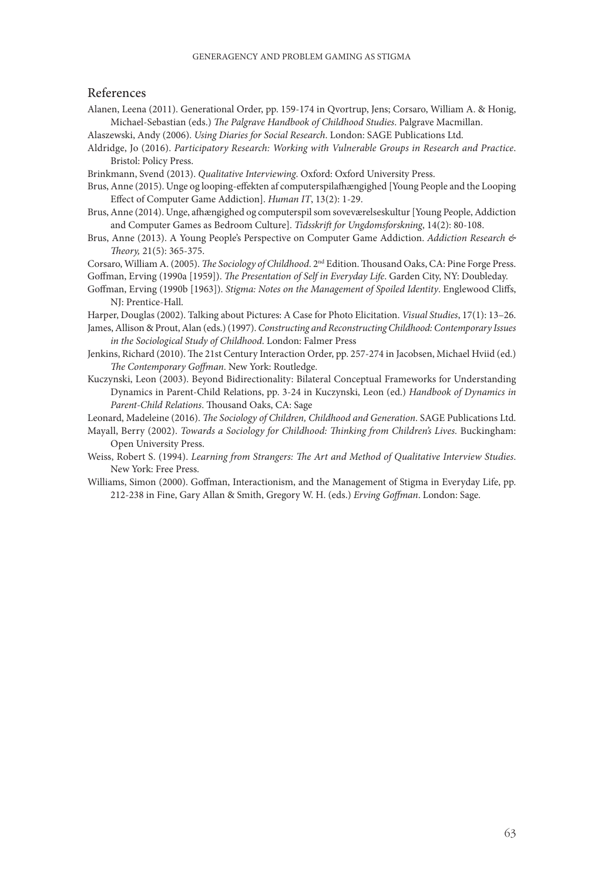## References

Alanen, Leena (2011). Generational Order, pp. 159-174 in Qvortrup, Jens; Corsaro, William A. & Honig, Michael-Sebastian (eds.) *The Palgrave Handbook of Childhood Studies*. Palgrave Macmillan.

Alaszewski, Andy (2006). *Using Diaries for Social Research*. London: SAGE Publications Ltd.

Aldridge, Jo (2016). *Participatory Research: Working with Vulnerable Groups in Research and Practice*. Bristol: Policy Press.

Brinkmann, Svend (2013). *Qualitative Interviewing*. Oxford: Oxford University Press.

Brus, Anne (2015). Unge og looping-effekten af computerspilafhængighed [Young People and the Looping Effect of Computer Game Addiction]. *Human IT*, 13(2): 1-29.

Brus, Anne (2014). Unge, afhængighed og computerspil som soveværelseskultur [Young People, Addiction and Computer Games as Bedroom Culture]. *Tidsskrift for Ungdomsforskning*, 14(2): 80-108.

Brus, Anne (2013). A Young People's Perspective on Computer Game Addiction. *Addiction Research & Theory,* 21(5): 365-375.

Corsaro, William A. (2005). *The Sociology of Childhood*. 2nd Edition. Thousand Oaks, CA: Pine Forge Press.

Goffman, Erving (1990a [1959]). *The Presentation of Self in Everyday Life*. Garden City, NY: Doubleday.

Goffman, Erving (1990b [1963]). *Stigma: Notes on the Management of Spoiled Identity*. Englewood Cliffs, NJ: Prentice-Hall.

Harper, Douglas (2002). Talking about Pictures: A Case for Photo Elicitation. *Visual Studies*, 17(1): 13–26.

James, Allison & Prout, Alan (eds.) (1997). *Constructing and Reconstructing Childhood: Contemporary Issues in the Sociological Study of Childhood*. London: Falmer Press

Jenkins, Richard (2010). The 21st Century Interaction Order, pp. 257-274 in Jacobsen, Michael Hviid (ed.) *The Contemporary Goffman*. New York: Routledge.

Kuczynski, Leon (2003). Beyond Bidirectionality: Bilateral Conceptual Frameworks for Understanding Dynamics in Parent-Child Relations, pp. 3-24 in Kuczynski, Leon (ed.) *Handbook of Dynamics in Parent-Child Relations*. Thousand Oaks, CA: Sage

Leonard, Madeleine (2016). *The Sociology of Children, Childhood and Generation*. SAGE Publications Ltd.

Mayall, Berry (2002). *Towards a Sociology for Childhood: Thinking from Children's Lives.* Buckingham: Open University Press.

Weiss, Robert S. (1994). *Learning from Strangers: The Art and Method of Qualitative Interview Studies*. New York: Free Press.

Williams, Simon (2000). Goffman, Interactionism, and the Management of Stigma in Everyday Life, pp. 212-238 in Fine, Gary Allan & Smith, Gregory W. H. (eds.) *Erving Goffman*. London: Sage.